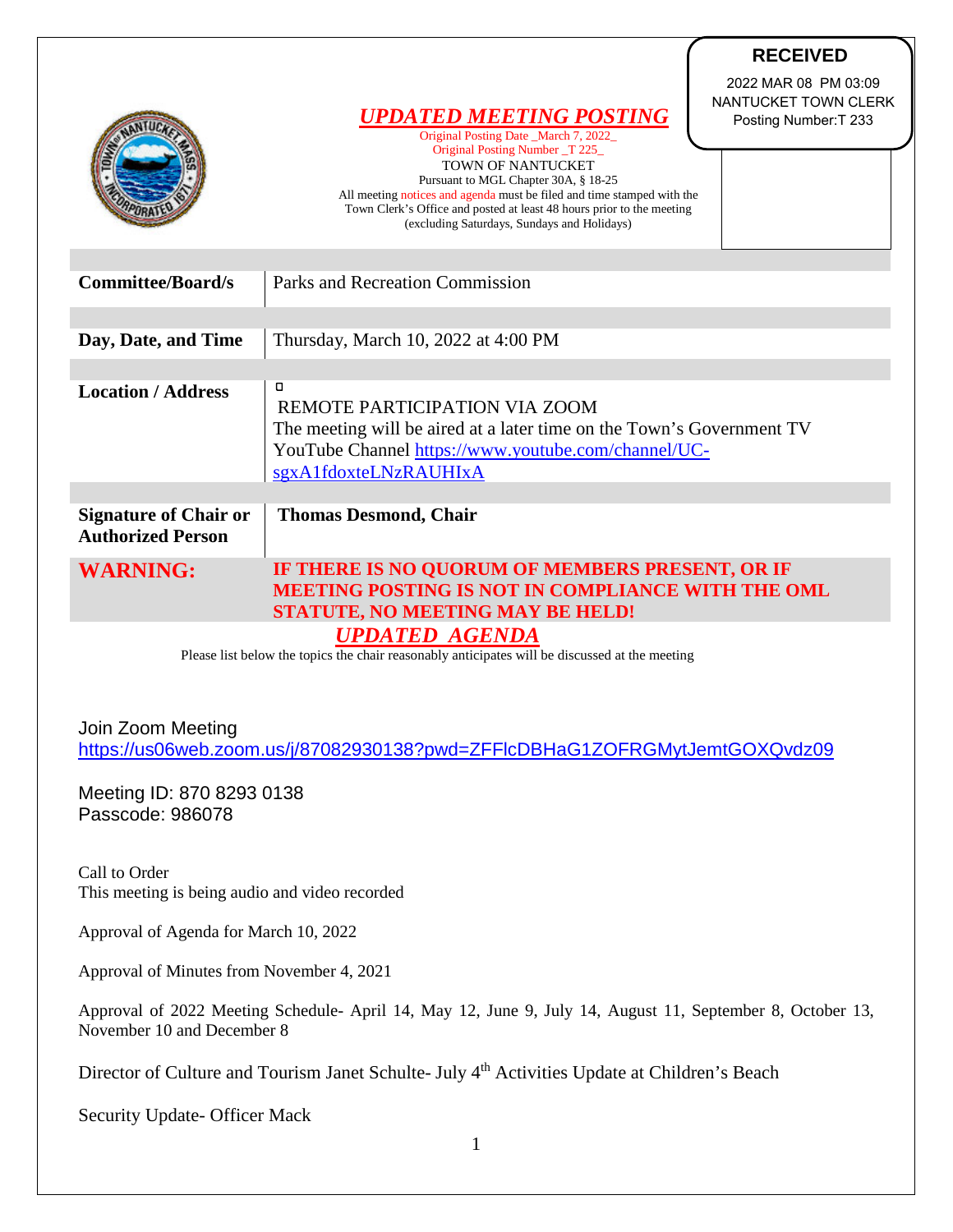**RECEIVED**

2022 MAR 08 PM 03:09
NANTUCKET TOWN CLERK
Posting Number:T 233

# *UPDATED MEETING POSTING*

Original Posting Date _March 7, 2022_
Original Posting Number _T 225_
TOWN OF NANTUCKET
Pursuant to MGL Chapter 30A, § 18-25
All meeting notices and agenda must be filed and time stamped with the Town Clerk's Office and posted at least 48 hours prior to the meeting (excluding Saturdays, Sundays and Holidays)

| | |
|---|---|
| **Committee/Board/s** | Parks and Recreation Commission |
| **Day, Date, and Time** | Thursday, March 10, 2022 at 4:00 PM |
| **Location / Address** | REMOTE PARTICIPATION VIA ZOOM<br>The meeting will be aired at a later time on the Town's Government TV YouTube Channel https://www.youtube.com/channel/UC-sgxA1fdoxteLNzRAUHIxA |
| **Signature of Chair or Authorized Person** | **Thomas Desmond, Chair** |
| **WARNING:** | **IF THERE IS NO QUORUM OF MEMBERS PRESENT, OR IF MEETING POSTING IS NOT IN COMPLIANCE WITH THE OML STATUTE, NO MEETING MAY BE HELD!** |

## *UPDATED AGENDA*

Please list below the topics the chair reasonably anticipates will be discussed at the meeting

Join Zoom Meeting
https://us06web.zoom.us/j/87082930138?pwd=ZFFlcDBHaG1ZOFRGMytJemtGOXQvdz09

Meeting ID: 870 8293 0138
Passcode: 986078

Call to Order
This meeting is being audio and video recorded

Approval of Agenda for March 10, 2022

Approval of Minutes from November 4, 2021

Approval of 2022 Meeting Schedule- April 14, May 12, June 9, July 14, August 11, September 8, October 13, November 10 and December 8

Director of Culture and Tourism Janet Schulte- July 4th Activities Update at Children's Beach

Security Update- Officer Mack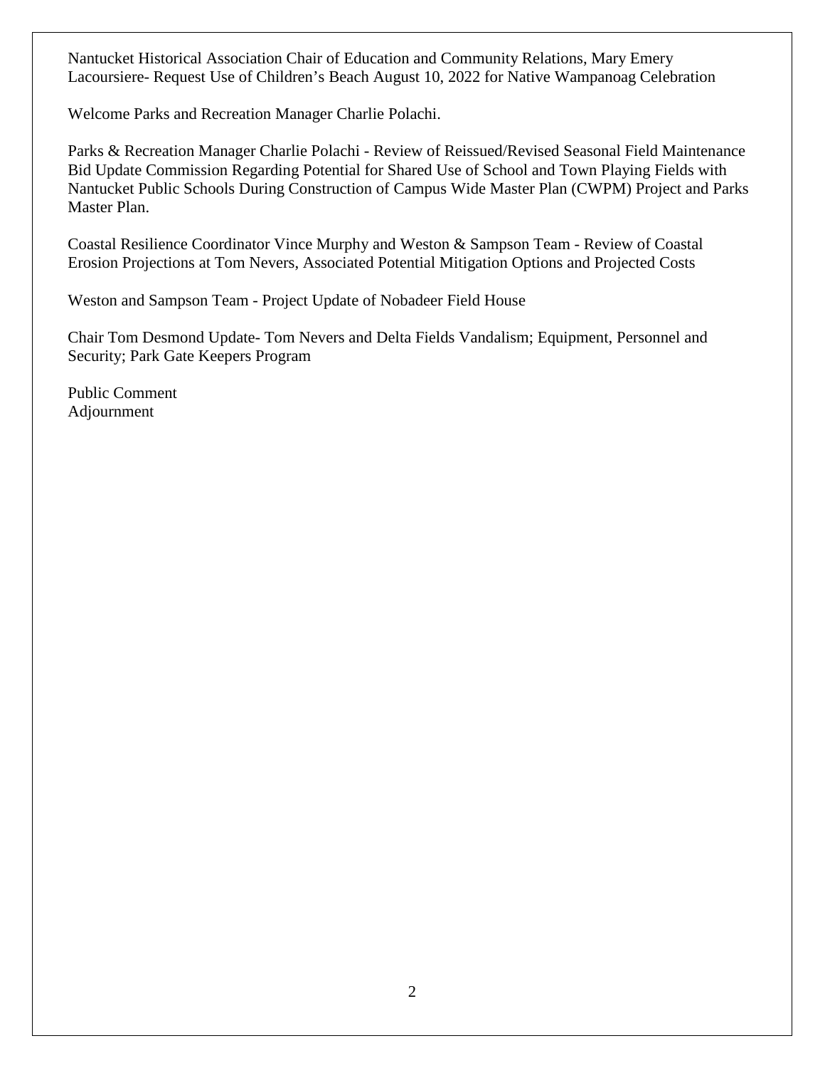Nantucket Historical Association Chair of Education and Community Relations, Mary Emery Lacoursiere- Request Use of Children's Beach August 10, 2022 for Native Wampanoag Celebration

Welcome Parks and Recreation Manager Charlie Polachi.

Parks & Recreation Manager Charlie Polachi - Review of Reissued/Revised Seasonal Field Maintenance Bid Update Commission Regarding Potential for Shared Use of School and Town Playing Fields with Nantucket Public Schools During Construction of Campus Wide Master Plan (CWPM) Project and Parks Master Plan.

Coastal Resilience Coordinator Vince Murphy and Weston & Sampson Team - Review of Coastal Erosion Projections at Tom Nevers, Associated Potential Mitigation Options and Projected Costs

Weston and Sampson Team - Project Update of Nobadeer Field House

Chair Tom Desmond Update- Tom Nevers and Delta Fields Vandalism; Equipment, Personnel and Security; Park Gate Keepers Program

Public Comment
Adjournment